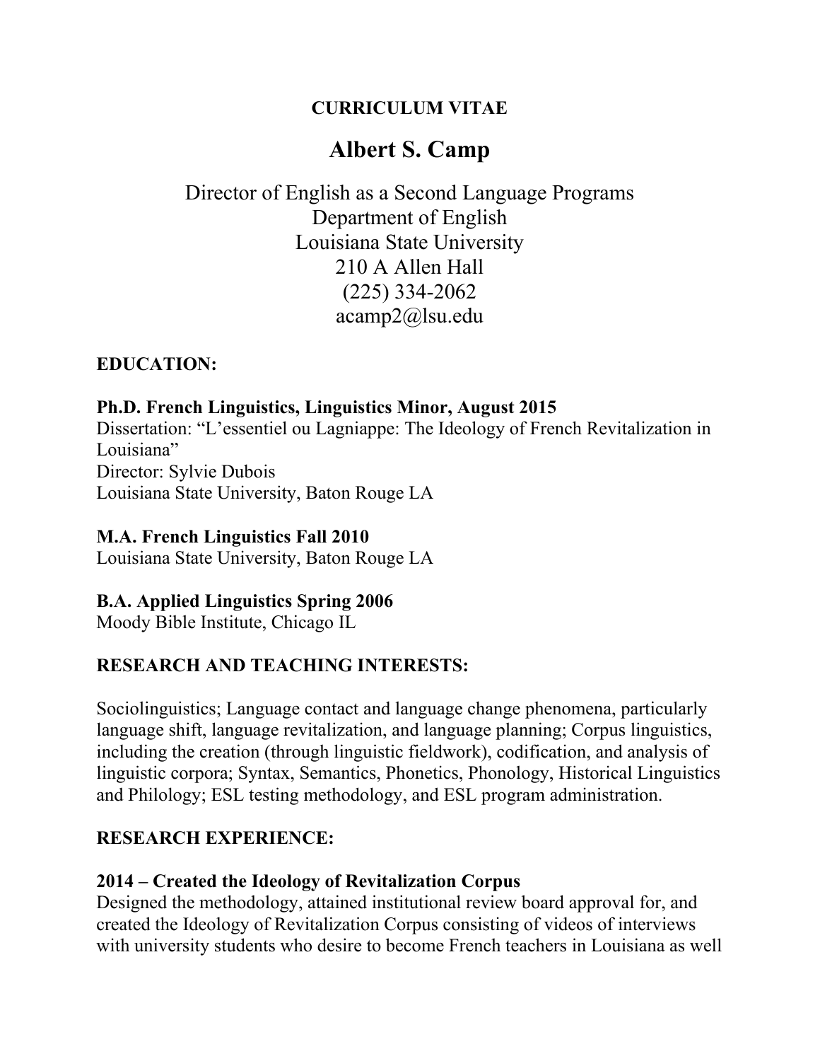**CURRICULUM VITAE**

# Albert S. Camp

Director of English as a Second Language Programs
Department of English
Louisiana State University
210 A Allen Hall
(225) 334-2062
acamp2@lsu.edu

## EDUCATION:

**Ph.D. French Linguistics, Linguistics Minor, August 2015**
Dissertation: "L'essentiel ou Lagniappe: The Ideology of French Revitalization in Louisiana"
Director: Sylvie Dubois
Louisiana State University, Baton Rouge LA

**M.A. French Linguistics Fall 2010**
Louisiana State University, Baton Rouge LA

**B.A. Applied Linguistics Spring 2006**
Moody Bible Institute, Chicago IL

## RESEARCH AND TEACHING INTERESTS:

Sociolinguistics; Language contact and language change phenomena, particularly language shift, language revitalization, and language planning; Corpus linguistics, including the creation (through linguistic fieldwork), codification, and analysis of linguistic corpora; Syntax, Semantics, Phonetics, Phonology, Historical Linguistics and Philology; ESL testing methodology, and ESL program administration.

## RESEARCH EXPERIENCE:

**2014 – Created the Ideology of Revitalization Corpus**
Designed the methodology, attained institutional review board approval for, and created the Ideology of Revitalization Corpus consisting of videos of interviews with university students who desire to become French teachers in Louisiana as well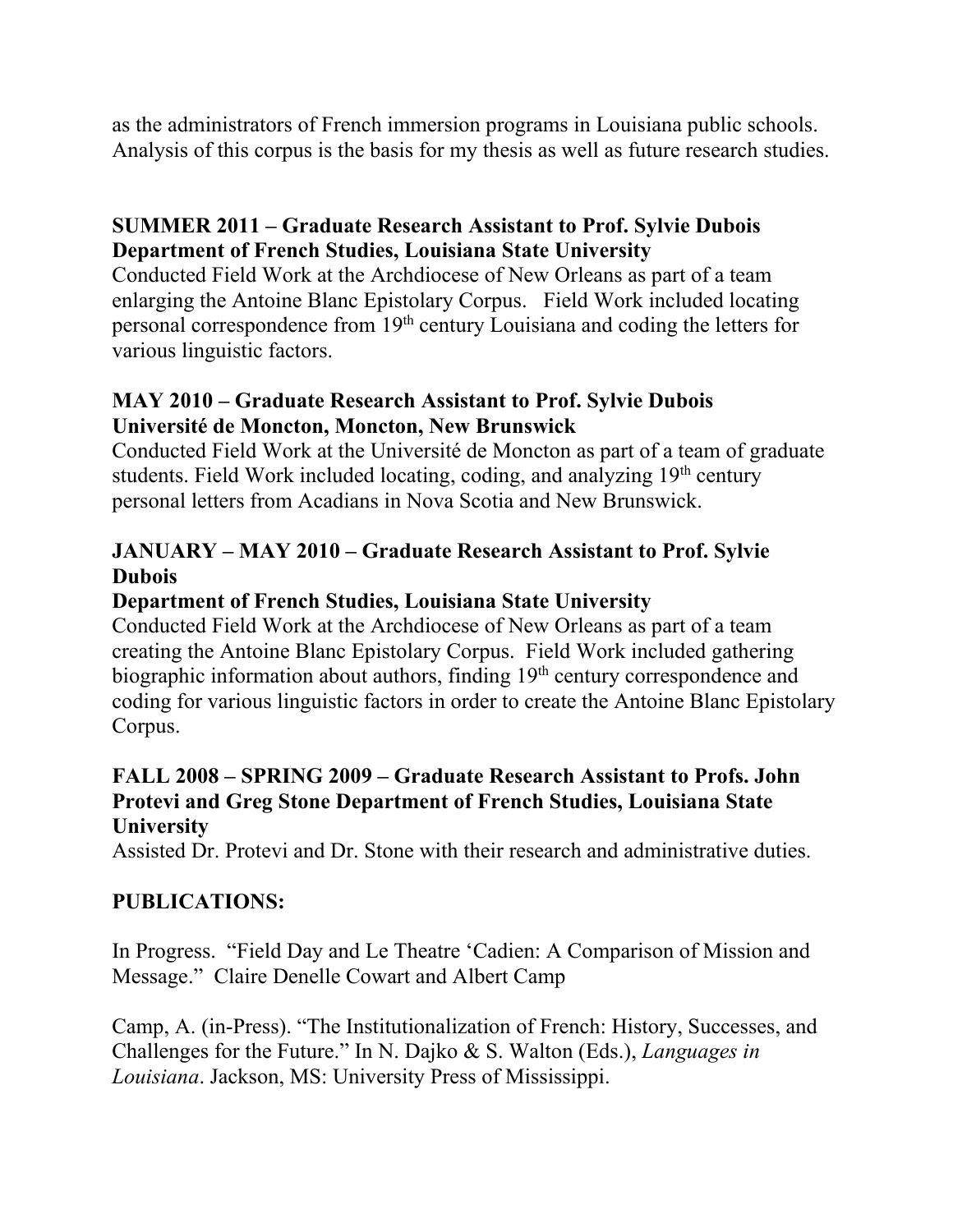as the administrators of French immersion programs in Louisiana public schools. Analysis of this corpus is the basis for my thesis as well as future research studies.

**SUMMER 2011 – Graduate Research Assistant to Prof. Sylvie Dubois**
**Department of French Studies, Louisiana State University**
Conducted Field Work at the Archdiocese of New Orleans as part of a team enlarging the Antoine Blanc Epistolary Corpus. Field Work included locating personal correspondence from 19th century Louisiana and coding the letters for various linguistic factors.

**MAY 2010 – Graduate Research Assistant to Prof. Sylvie Dubois**
**Université de Moncton, Moncton, New Brunswick**
Conducted Field Work at the Université de Moncton as part of a team of graduate students. Field Work included locating, coding, and analyzing 19th century personal letters from Acadians in Nova Scotia and New Brunswick.

**JANUARY – MAY 2010 – Graduate Research Assistant to Prof. Sylvie Dubois**
**Department of French Studies, Louisiana State University**
Conducted Field Work at the Archdiocese of New Orleans as part of a team creating the Antoine Blanc Epistolary Corpus. Field Work included gathering biographic information about authors, finding 19th century correspondence and coding for various linguistic factors in order to create the Antoine Blanc Epistolary Corpus.

**FALL 2008 – SPRING 2009 – Graduate Research Assistant to Profs. John Protevi and Greg Stone Department of French Studies, Louisiana State University**
Assisted Dr. Protevi and Dr. Stone with their research and administrative duties.

## PUBLICATIONS:

In Progress. "Field Day and Le Theatre 'Cadien: A Comparison of Mission and Message." Claire Denelle Cowart and Albert Camp

Camp, A. (in-Press). "The Institutionalization of French: History, Successes, and Challenges for the Future." In N. Dajko & S. Walton (Eds.), *Languages in Louisiana*. Jackson, MS: University Press of Mississippi.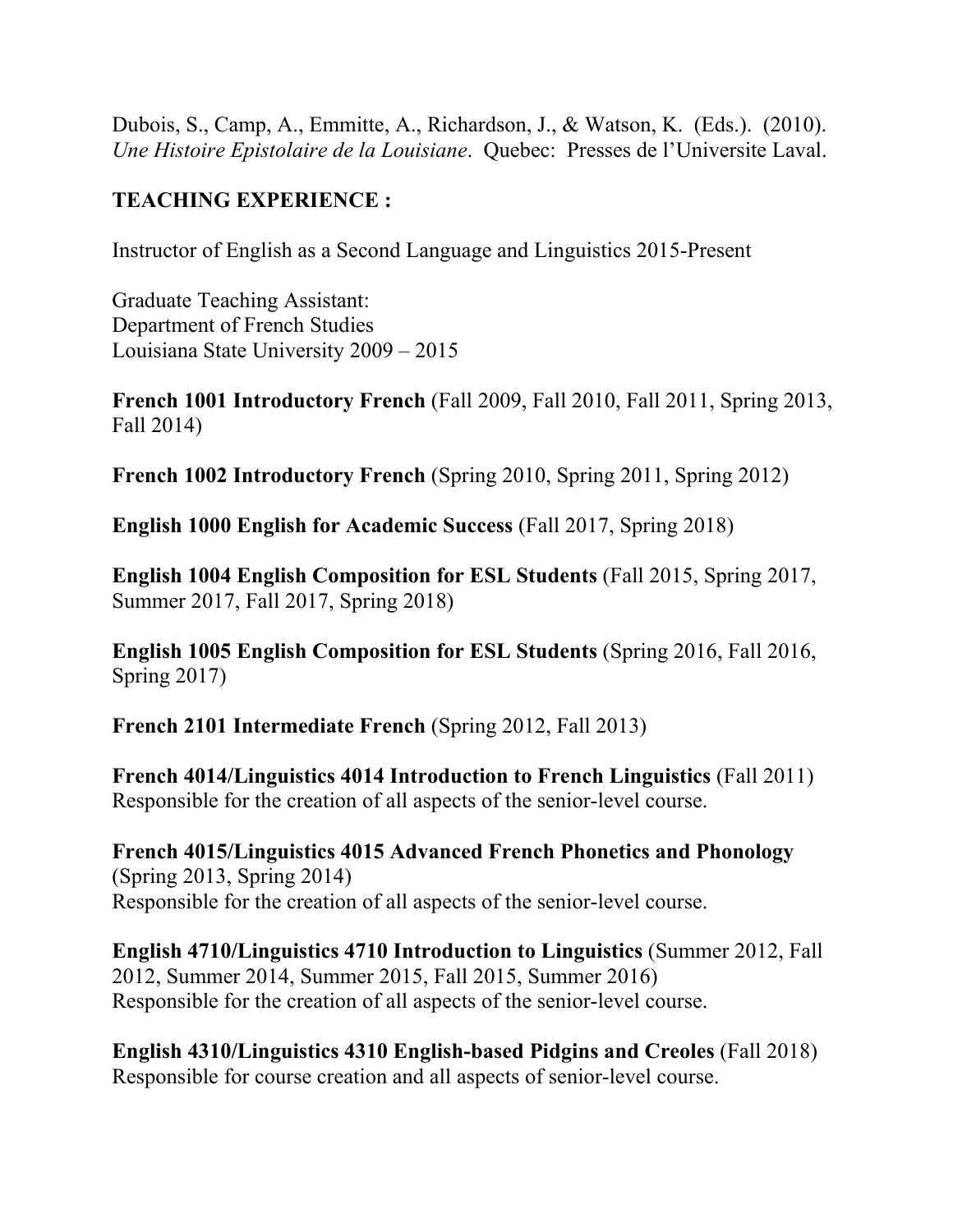Dubois, S., Camp, A., Emmitte, A., Richardson, J., & Watson, K. (Eds.). (2010). *Une Histoire Epistolaire de la Louisiane*. Quebec: Presses de l'Universite Laval.

## TEACHING EXPERIENCE :

Instructor of English as a Second Language and Linguistics 2015-Present

Graduate Teaching Assistant:
Department of French Studies
Louisiana State University 2009 – 2015

**French 1001 Introductory French** (Fall 2009, Fall 2010, Fall 2011, Spring 2013, Fall 2014)

**French 1002 Introductory French** (Spring 2010, Spring 2011, Spring 2012)

**English 1000 English for Academic Success** (Fall 2017, Spring 2018)

**English 1004 English Composition for ESL Students** (Fall 2015, Spring 2017, Summer 2017, Fall 2017, Spring 2018)

**English 1005 English Composition for ESL Students** (Spring 2016, Fall 2016, Spring 2017)

**French 2101 Intermediate French** (Spring 2012, Fall 2013)

**French 4014/Linguistics 4014 Introduction to French Linguistics** (Fall 2011)
Responsible for the creation of all aspects of the senior-level course.

**French 4015/Linguistics 4015 Advanced French Phonetics and Phonology** (Spring 2013, Spring 2014)
Responsible for the creation of all aspects of the senior-level course.

**English 4710/Linguistics 4710 Introduction to Linguistics** (Summer 2012, Fall 2012, Summer 2014, Summer 2015, Fall 2015, Summer 2016)
Responsible for the creation of all aspects of the senior-level course.

**English 4310/Linguistics 4310 English-based Pidgins and Creoles** (Fall 2018)
Responsible for course creation and all aspects of senior-level course.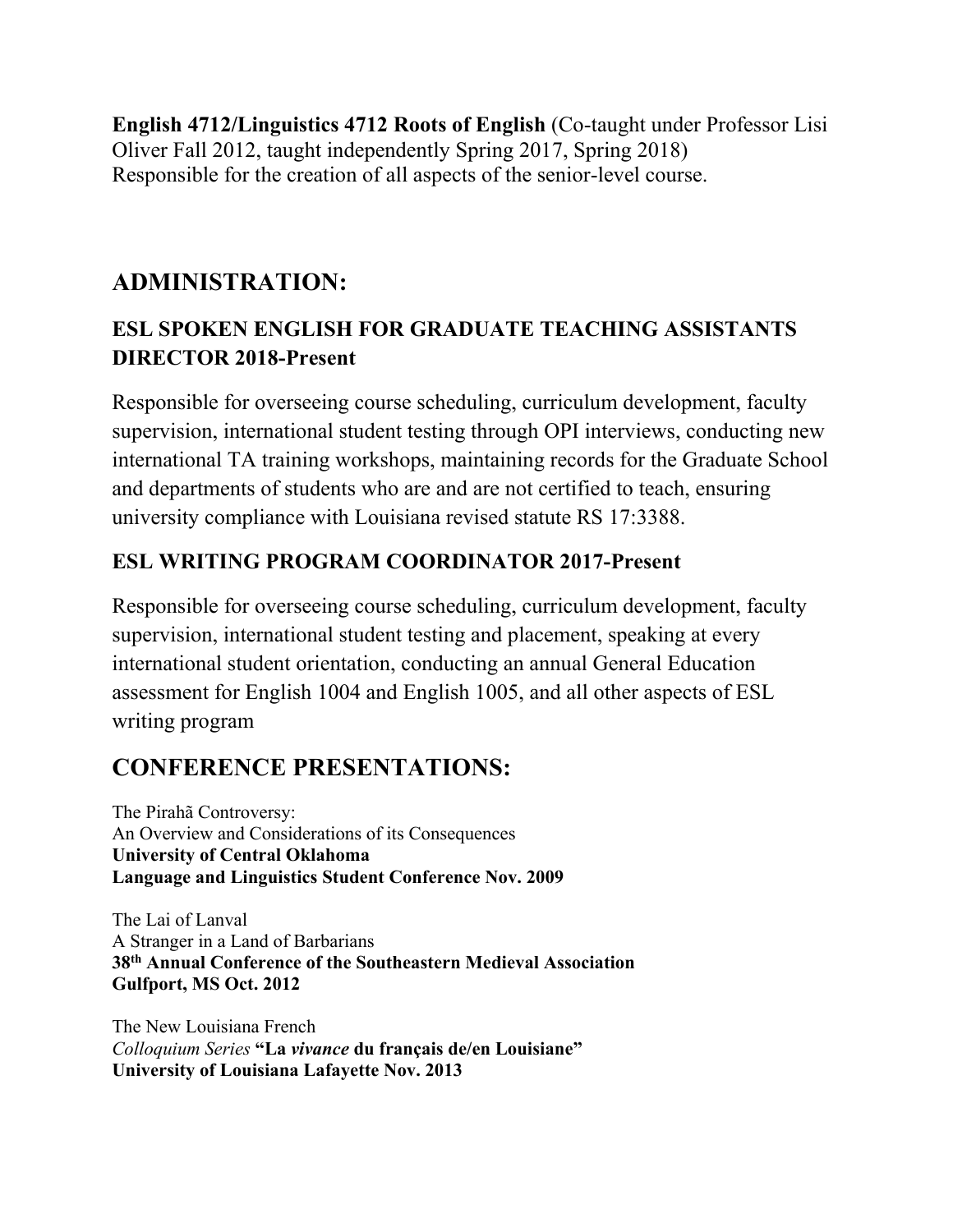**English 4712/Linguistics 4712 Roots of English** (Co-taught under Professor Lisi Oliver Fall 2012, taught independently Spring 2017, Spring 2018)
Responsible for the creation of all aspects of the senior-level course.

## ADMINISTRATION:

### ESL SPOKEN ENGLISH FOR GRADUATE TEACHING ASSISTANTS DIRECTOR 2018-Present

Responsible for overseeing course scheduling, curriculum development, faculty supervision, international student testing through OPI interviews, conducting new international TA training workshops, maintaining records for the Graduate School and departments of students who are and are not certified to teach, ensuring university compliance with Louisiana revised statute RS 17:3388.

### ESL WRITING PROGRAM COORDINATOR 2017-Present

Responsible for overseeing course scheduling, curriculum development, faculty supervision, international student testing and placement, speaking at every international student orientation, conducting an annual General Education assessment for English 1004 and English 1005, and all other aspects of ESL writing program

## CONFERENCE PRESENTATIONS:

The Pirahã Controversy:
An Overview and Considerations of its Consequences
**University of Central Oklahoma**
**Language and Linguistics Student Conference Nov. 2009**

The Lai of Lanval
A Stranger in a Land of Barbarians
**38th Annual Conference of the Southeastern Medieval Association**
**Gulfport, MS Oct. 2012**

The New Louisiana French
*Colloquium Series* **"La *vivance* du français de/en Louisiane"**
**University of Louisiana Lafayette Nov. 2013**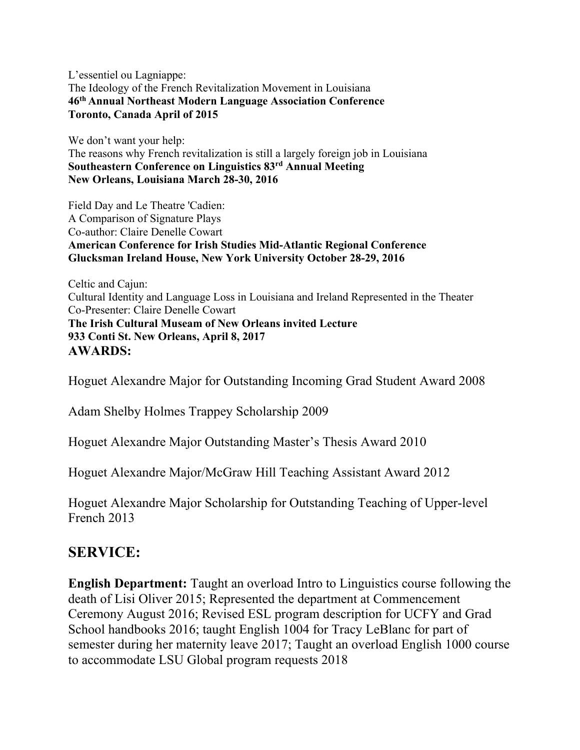L'essentiel ou Lagniappe:
The Ideology of the French Revitalization Movement in Louisiana
**46th Annual Northeast Modern Language Association Conference**
**Toronto, Canada April of 2015**

We don't want your help:
The reasons why French revitalization is still a largely foreign job in Louisiana
**Southeastern Conference on Linguistics 83rd Annual Meeting**
**New Orleans, Louisiana March 28-30, 2016**

Field Day and Le Theatre 'Cadien:
A Comparison of Signature Plays
Co-author: Claire Denelle Cowart
**American Conference for Irish Studies Mid-Atlantic Regional Conference**
**Glucksman Ireland House, New York University October 28-29, 2016**

Celtic and Cajun:
Cultural Identity and Language Loss in Louisiana and Ireland Represented in the Theater
Co-Presenter: Claire Denelle Cowart
**The Irish Cultural Museum of New Orleans invited Lecture**
**933 Conti St. New Orleans, April 8, 2017**

**AWARDS:**

Hoguet Alexandre Major for Outstanding Incoming Grad Student Award 2008

Adam Shelby Holmes Trappey Scholarship 2009

Hoguet Alexandre Major Outstanding Master's Thesis Award 2010

Hoguet Alexandre Major/McGraw Hill Teaching Assistant Award 2012

Hoguet Alexandre Major Scholarship for Outstanding Teaching of Upper-level French 2013

## SERVICE:

**English Department:** Taught an overload Intro to Linguistics course following the death of Lisi Oliver 2015; Represented the department at Commencement Ceremony August 2016; Revised ESL program description for UCFY and Grad School handbooks 2016; taught English 1004 for Tracy LeBlanc for part of semester during her maternity leave 2017; Taught an overload English 1000 course to accommodate LSU Global program requests 2018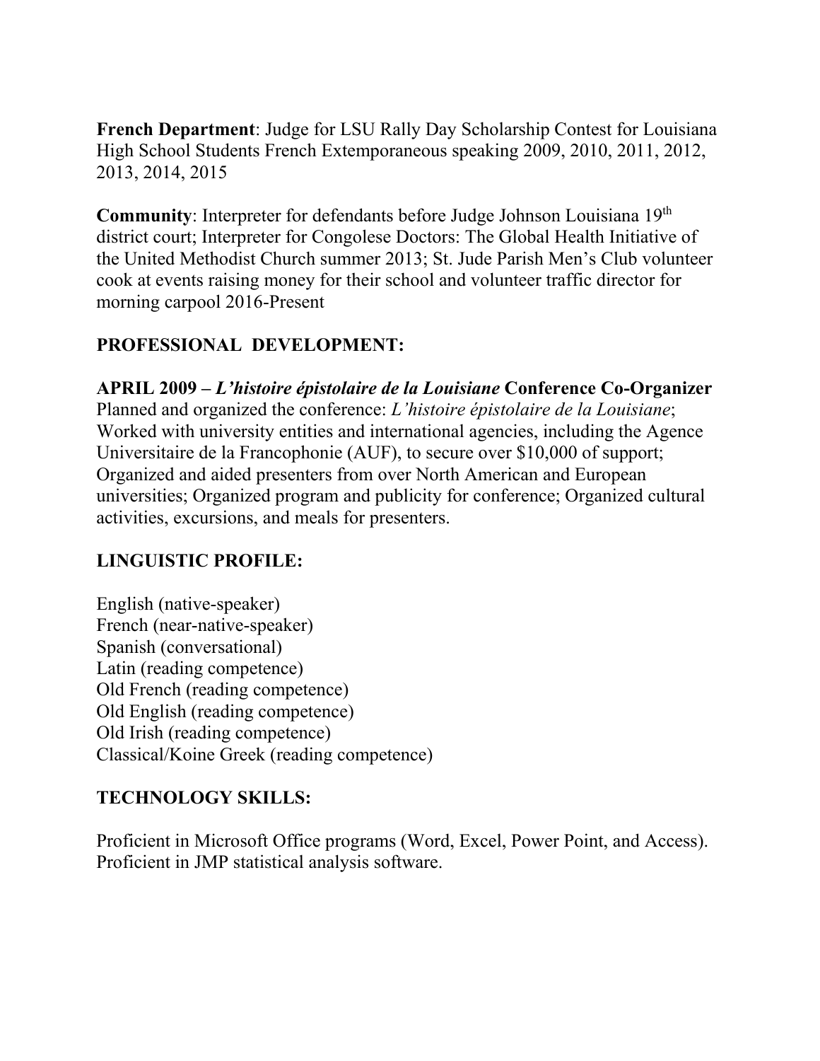**French Department**: Judge for LSU Rally Day Scholarship Contest for Louisiana High School Students French Extemporaneous speaking 2009, 2010, 2011, 2012, 2013, 2014, 2015

**Community**: Interpreter for defendants before Judge Johnson Louisiana 19th district court; Interpreter for Congolese Doctors: The Global Health Initiative of the United Methodist Church summer 2013; St. Jude Parish Men's Club volunteer cook at events raising money for their school and volunteer traffic director for morning carpool 2016-Present

## PROFESSIONAL DEVELOPMENT:

**APRIL 2009 – *L'histoire épistolaire de la Louisiane* Conference Co-Organizer**
Planned and organized the conference: *L'histoire épistolaire de la Louisiane*; Worked with university entities and international agencies, including the Agence Universitaire de la Francophonie (AUF), to secure over $10,000 of support; Organized and aided presenters from over North American and European universities; Organized program and publicity for conference; Organized cultural activities, excursions, and meals for presenters.

## LINGUISTIC PROFILE:

English (native-speaker)
French (near-native-speaker)
Spanish (conversational)
Latin (reading competence)
Old French (reading competence)
Old English (reading competence)
Old Irish (reading competence)
Classical/Koine Greek (reading competence)

## TECHNOLOGY SKILLS:

Proficient in Microsoft Office programs (Word, Excel, Power Point, and Access).
Proficient in JMP statistical analysis software.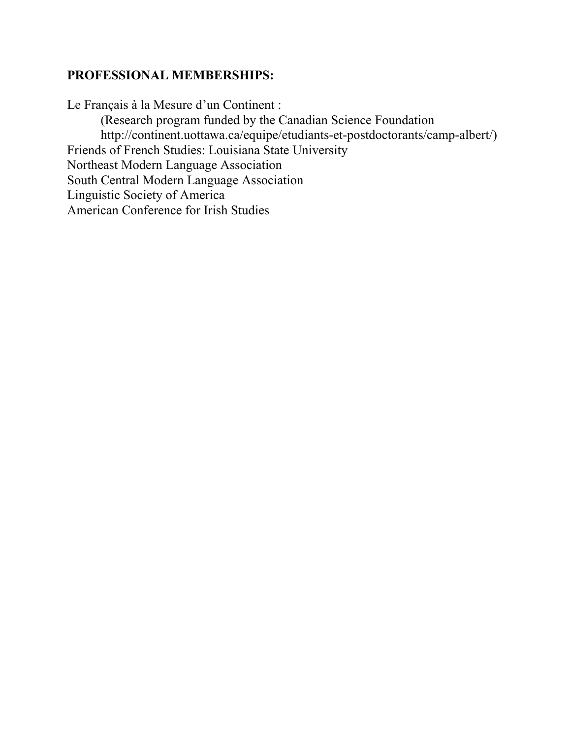**PROFESSIONAL MEMBERSHIPS:**

Le Français à la Mesure d'un Continent :
    (Research program funded by the Canadian Science Foundation
    http://continent.uottawa.ca/equipe/etudiants-et-postdoctorants/camp-albert/)
Friends of French Studies: Louisiana State University
Northeast Modern Language Association
South Central Modern Language Association
Linguistic Society of America
American Conference for Irish Studies